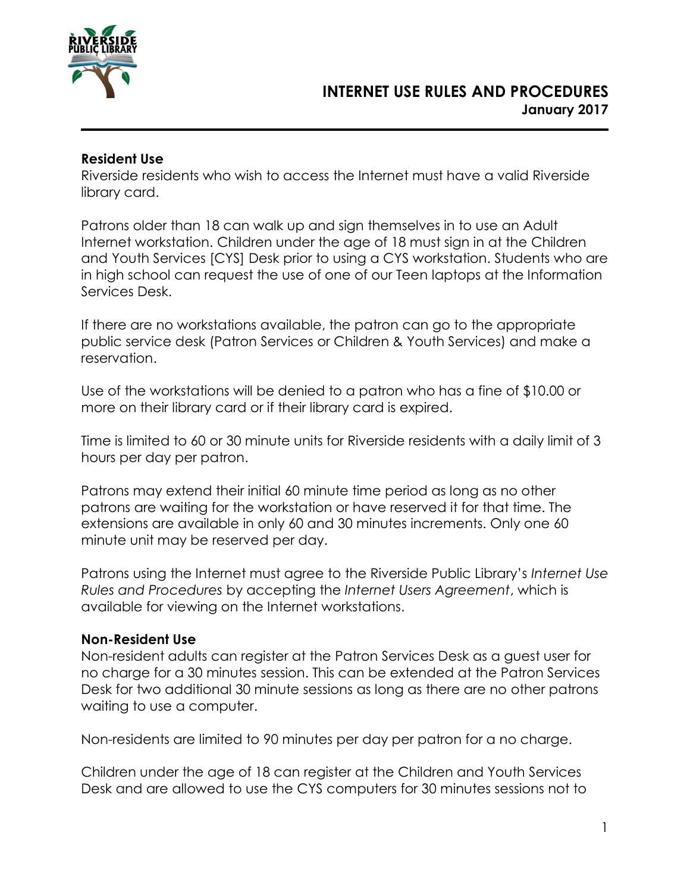# INTERNET USE RULES AND PROCEDURES

**January 2017**

### Resident Use

Riverside residents who wish to access the Internet must have a valid Riverside library card.

Patrons older than 18 can walk up and sign themselves in to use an Adult Internet workstation. Children under the age of 18 must sign in at the Children and Youth Services [CYS] Desk prior to using a CYS workstation. Students who are in high school can request the use of one of our Teen laptops at the Information Services Desk.

If there are no workstations available, the patron can go to the appropriate public service desk (Patron Services or Children & Youth Services) and make a reservation.

Use of the workstations will be denied to a patron who has a fine of $10.00 or more on their library card or if their library card is expired.

Time is limited to 60 or 30 minute units for Riverside residents with a daily limit of 3 hours per day per patron.

Patrons may extend their initial 60 minute time period as long as no other patrons are waiting for the workstation or have reserved it for that time. The extensions are available in only 60 and 30 minutes increments. Only one 60 minute unit may be reserved per day.

Patrons using the Internet must agree to the Riverside Public Library's *Internet Use Rules and Procedures* by accepting the *Internet Users Agreement*, which is available for viewing on the Internet workstations.

### Non-Resident Use

Non-resident adults can register at the Patron Services Desk as a guest user for no charge for a 30 minutes session. This can be extended at the Patron Services Desk for two additional 30 minute sessions as long as there are no other patrons waiting to use a computer.

Non-residents are limited to 90 minutes per day per patron for a no charge.

Children under the age of 18 can register at the Children and Youth Services Desk and are allowed to use the CYS computers for 30 minutes sessions not to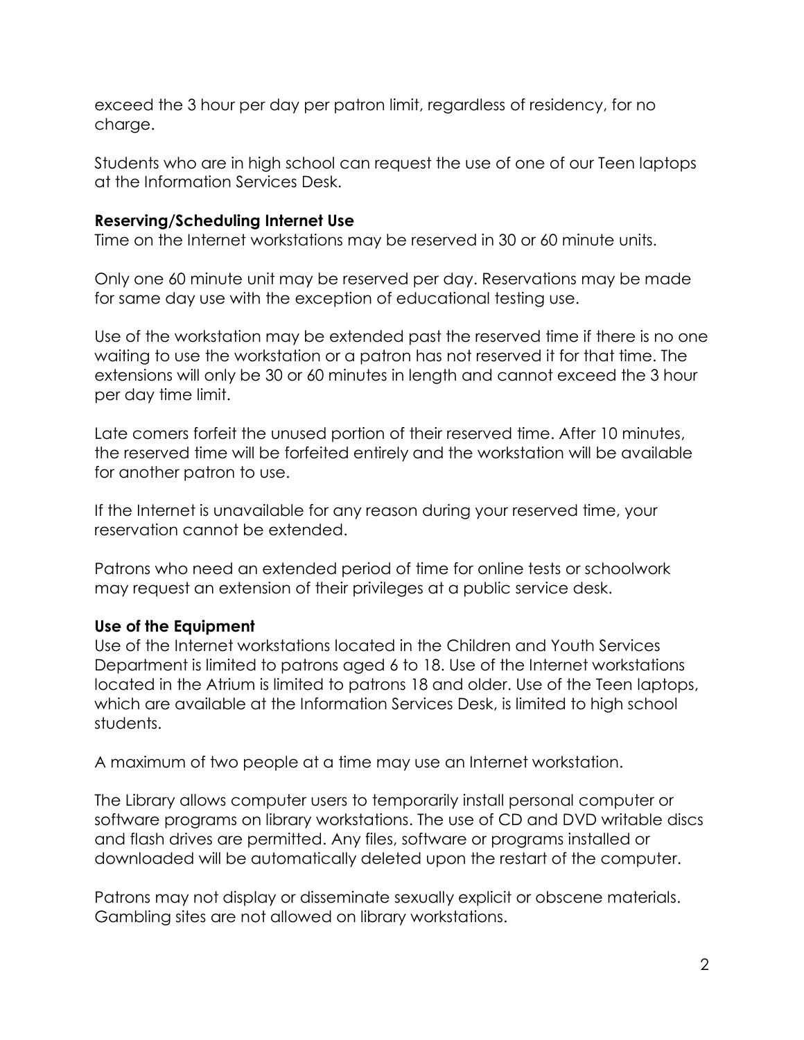exceed the 3 hour per day per patron limit, regardless of residency, for no charge.

Students who are in high school can request the use of one of our Teen laptops at the Information Services Desk.

**Reserving/Scheduling Internet Use**

Time on the Internet workstations may be reserved in 30 or 60 minute units.

Only one 60 minute unit may be reserved per day. Reservations may be made for same day use with the exception of educational testing use.

Use of the workstation may be extended past the reserved time if there is no one waiting to use the workstation or a patron has not reserved it for that time. The extensions will only be 30 or 60 minutes in length and cannot exceed the 3 hour per day time limit.

Late comers forfeit the unused portion of their reserved time. After 10 minutes, the reserved time will be forfeited entirely and the workstation will be available for another patron to use.

If the Internet is unavailable for any reason during your reserved time, your reservation cannot be extended.

Patrons who need an extended period of time for online tests or schoolwork may request an extension of their privileges at a public service desk.

**Use of the Equipment**

Use of the Internet workstations located in the Children and Youth Services Department is limited to patrons aged 6 to 18. Use of the Internet workstations located in the Atrium is limited to patrons 18 and older. Use of the Teen laptops, which are available at the Information Services Desk, is limited to high school students.

A maximum of two people at a time may use an Internet workstation.

The Library allows computer users to temporarily install personal computer or software programs on library workstations. The use of CD and DVD writable discs and flash drives are permitted. Any files, software or programs installed or downloaded will be automatically deleted upon the restart of the computer.

Patrons may not display or disseminate sexually explicit or obscene materials. Gambling sites are not allowed on library workstations.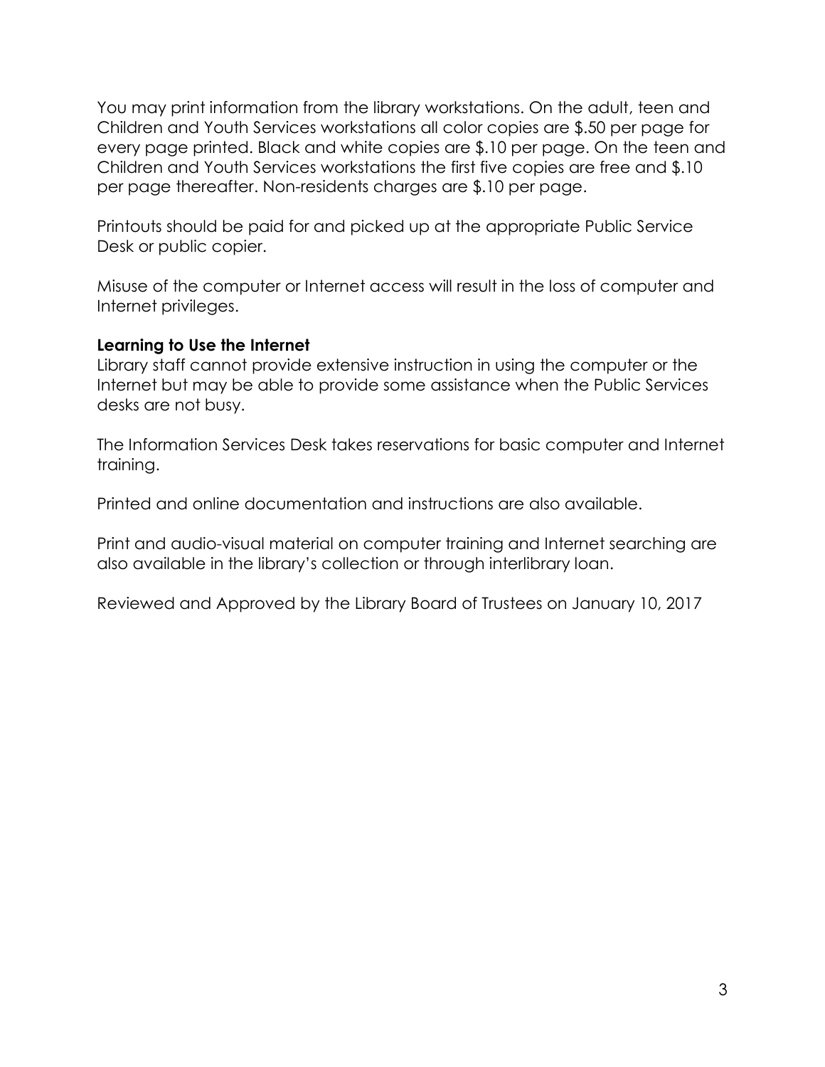You may print information from the library workstations. On the adult, teen and Children and Youth Services workstations all color copies are $.50 per page for every page printed. Black and white copies are $.10 per page. On the teen and Children and Youth Services workstations the first five copies are free and $.10 per page thereafter. Non-residents charges are $.10 per page.

Printouts should be paid for and picked up at the appropriate Public Service Desk or public copier.

Misuse of the computer or Internet access will result in the loss of computer and Internet privileges.

**Learning to Use the Internet**

Library staff cannot provide extensive instruction in using the computer or the Internet but may be able to provide some assistance when the Public Services desks are not busy.

The Information Services Desk takes reservations for basic computer and Internet training.

Printed and online documentation and instructions are also available.

Print and audio-visual material on computer training and Internet searching are also available in the library's collection or through interlibrary loan.

Reviewed and Approved by the Library Board of Trustees on January 10, 2017